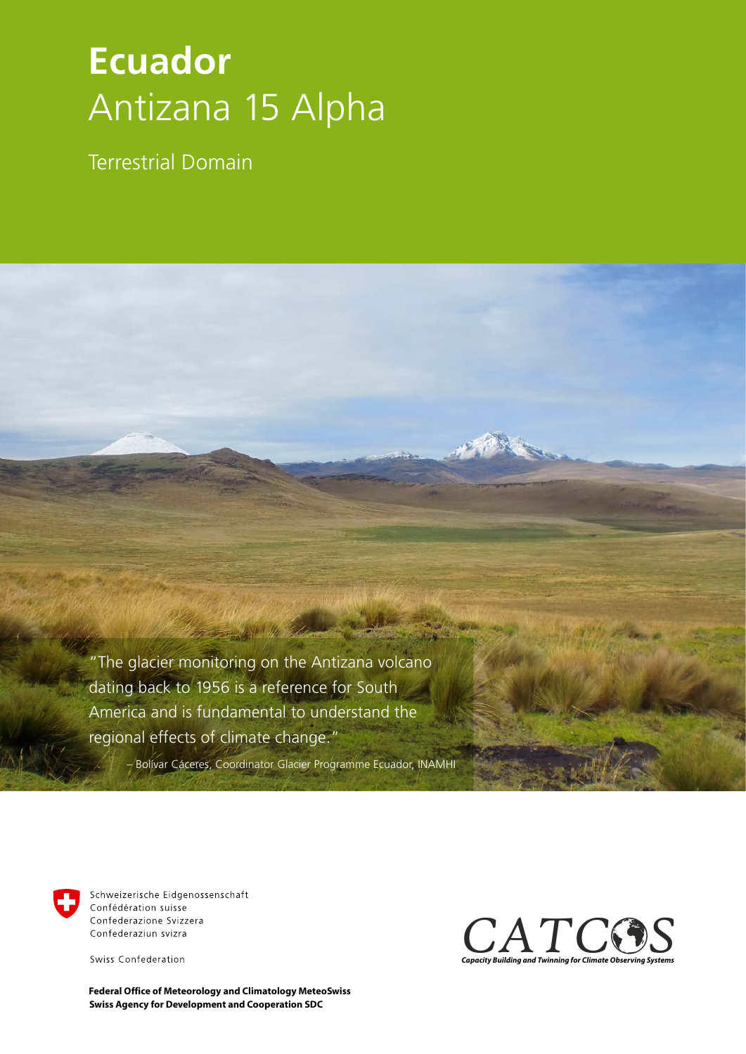# Ecuador
## Antizana 15 Alpha

Terrestrial Domain

"The glacier monitoring on the Antizana volcano dating back to 1956 is a reference for South America and is fundamental to understand the regional effects of climate change."

– Bolívar Cáceres, Coordinator Glacier Programme Ecuador, INAMHI

Schweizerische Eidgenossenschaft
Confédération suisse
Confederazione Svizzera
Confederaziun svizra

Swiss Confederation

**Federal Office of Meteorology and Climatology MeteoSwiss**
**Swiss Agency for Development and Cooperation SDC**

CATCOS
*Capacity Building and Twinning for Climate Observing Systems*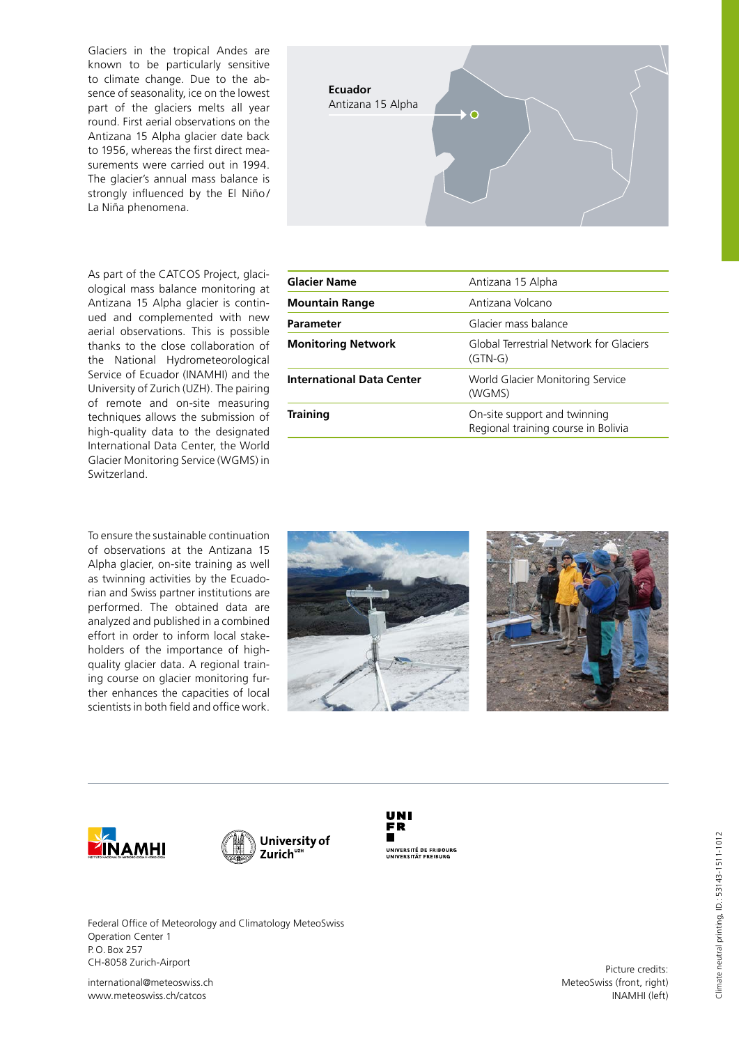Glaciers in the tropical Andes are known to be particularly sensitive to climate change. Due to the absence of seasonality, ice on the lowest part of the glaciers melts all year round. First aerial observations on the Antizana 15 Alpha glacier date back to 1956, whereas the first direct measurements were carried out in 1994. The glacier's annual mass balance is strongly influenced by the El Niño/La Niña phenomena.

**Ecuador**
Antizana 15 Alpha

As part of the CATCOS Project, glaciological mass balance monitoring at Antizana 15 Alpha glacier is continued and complemented with new aerial observations. This is possible thanks to the close collaboration of the National Hydrometeorological Service of Ecuador (INAMHI) and the University of Zurich (UZH). The pairing of remote and on-site measuring techniques allows the submission of high-quality data to the designated International Data Center, the World Glacier Monitoring Service (WGMS) in Switzerland.

| | |
|---|---|
| **Glacier Name** | Antizana 15 Alpha |
| **Mountain Range** | Antizana Volcano |
| **Parameter** | Glacier mass balance |
| **Monitoring Network** | Global Terrestrial Network for Glaciers (GTN-G) |
| **International Data Center** | World Glacier Monitoring Service (WGMS) |
| **Training** | On-site support and twinning<br>Regional training course in Bolivia |

To ensure the sustainable continuation of observations at the Antizana 15 Alpha glacier, on-site training as well as twinning activities by the Ecuadorian and Swiss partner institutions are performed. The obtained data are analyzed and published in a combined effort in order to inform local stakeholders of the importance of high-quality glacier data. A regional training course on glacier monitoring further enhances the capacities of local scientists in both field and office work.

Federal Office of Meteorology and Climatology MeteoSwiss
Operation Center 1
P.O. Box 257
CH-8058 Zurich-Airport

international@meteoswiss.ch
www.meteoswiss.ch/catcos

Picture credits:
MeteoSwiss (front, right)
INAMHI (left)

Climate neutral printing, ID.: 53143-1511-1012